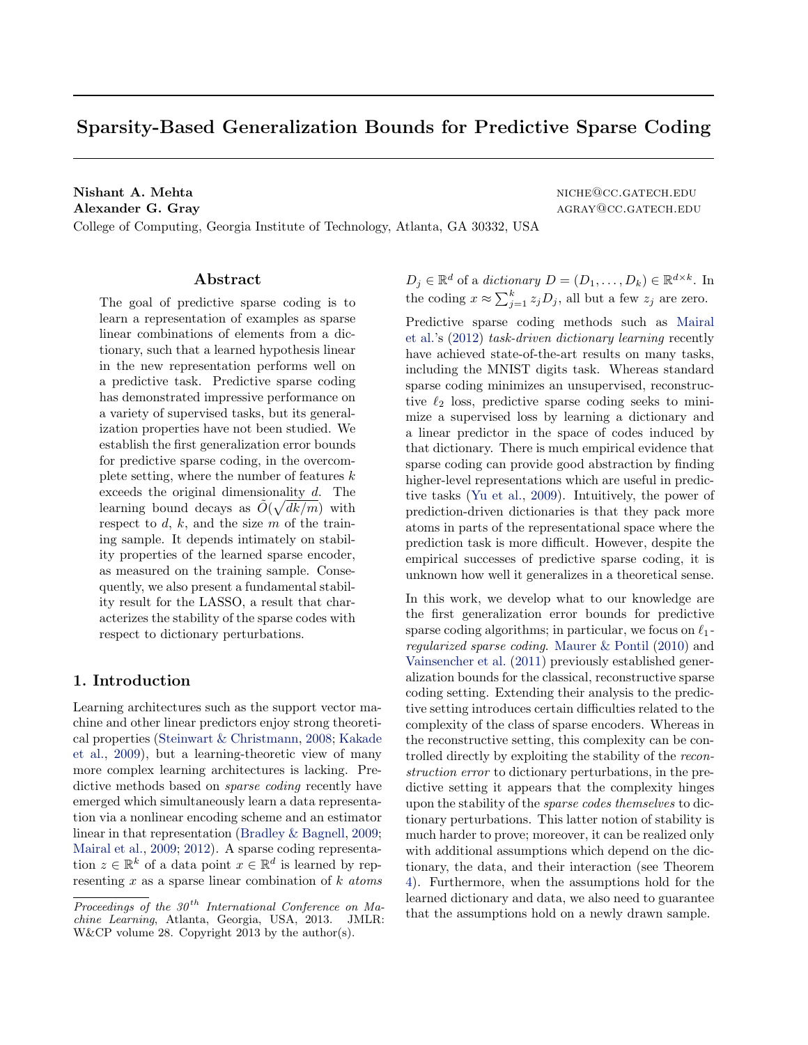# Sparsity-Based Generalization Bounds for Predictive Sparse Coding

**Nishant A. Mehta** niche@cc.gatech.edu
**Alexander G. Gray** agray@cc.gatech.edu
College of Computing, Georgia Institute of Technology, Atlanta, GA 30332, USA

## Abstract

The goal of predictive sparse coding is to learn a representation of examples as sparse linear combinations of elements from a dictionary, such that a learned hypothesis linear in the new representation performs well on a predictive task. Predictive sparse coding has demonstrated impressive performance on a variety of supervised tasks, but its generalization properties have not been studied. We establish the first generalization error bounds for predictive sparse coding, in the overcomplete setting, where the number of features $k$ exceeds the original dimensionality $d$. The learning bound decays as $\tilde{O}(\sqrt{dk/m})$ with respect to $d$, $k$, and the size $m$ of the training sample. It depends intimately on stability properties of the learned sparse encoder, as measured on the training sample. Consequently, we also present a fundamental stability result for the LASSO, a result that characterizes the stability of the sparse codes with respect to dictionary perturbations.

## 1. Introduction

Learning architectures such as the support vector machine and other linear predictors enjoy strong theoretical properties (Steinwart & Christmann, 2008; Kakade et al., 2009), but a learning-theoretic view of many more complex learning architectures is lacking. Predictive methods based on *sparse coding* recently have emerged which simultaneously learn a data representation via a nonlinear encoding scheme and an estimator linear in that representation (Bradley & Bagnell, 2009; Mairal et al., 2009; 2012). A sparse coding representation $z \in \mathbb{R}^k$ of a data point $x \in \mathbb{R}^d$ is learned by representing $x$ as a sparse linear combination of $k$ *atoms* $D_j \in \mathbb{R}^d$ of a *dictionary* $D = (D_1, \ldots, D_k) \in \mathbb{R}^{d \times k}$. In the coding $x \approx \sum_{j=1}^{k} z_j D_j$, all but a few $z_j$ are zero.

Predictive sparse coding methods such as Mairal et al.'s (2012) *task-driven dictionary learning* recently have achieved state-of-the-art results on many tasks, including the MNIST digits task. Whereas standard sparse coding minimizes an unsupervised, reconstructive $\ell_2$ loss, predictive sparse coding seeks to minimize a supervised loss by learning a dictionary and a linear predictor in the space of codes induced by that dictionary. There is much empirical evidence that sparse coding can provide good abstraction by finding higher-level representations which are useful in predictive tasks (Yu et al., 2009). Intuitively, the power of prediction-driven dictionaries is that they pack more atoms in parts of the representational space where the prediction task is more difficult. However, despite the empirical successes of predictive sparse coding, it is unknown how well it generalizes in a theoretical sense.

In this work, we develop what to our knowledge are the first generalization error bounds for predictive sparse coding algorithms; in particular, we focus on $\ell_1$-*regularized sparse coding*. Maurer & Pontil (2010) and Vainsencher et al. (2011) previously established generalization bounds for the classical, reconstructive sparse coding setting. Extending their analysis to the predictive setting introduces certain difficulties related to the complexity of the class of sparse encoders. Whereas in the reconstructive setting, this complexity can be controlled directly by exploiting the stability of the *reconstruction error* to dictionary perturbations, in the predictive setting it appears that the complexity hinges upon the stability of the *sparse codes themselves* to dictionary perturbations. This latter notion of stability is much harder to prove; moreover, it can be realized only with additional assumptions which depend on the dictionary, the data, and their interaction (see Theorem 4). Furthermore, when the assumptions hold for the learned dictionary and data, we also need to guarantee that the assumptions hold on a newly drawn sample.

*Proceedings of the 30th International Conference on Machine Learning*, Atlanta, Georgia, USA, 2013. JMLR: W&CP volume 28. Copyright 2013 by the author(s).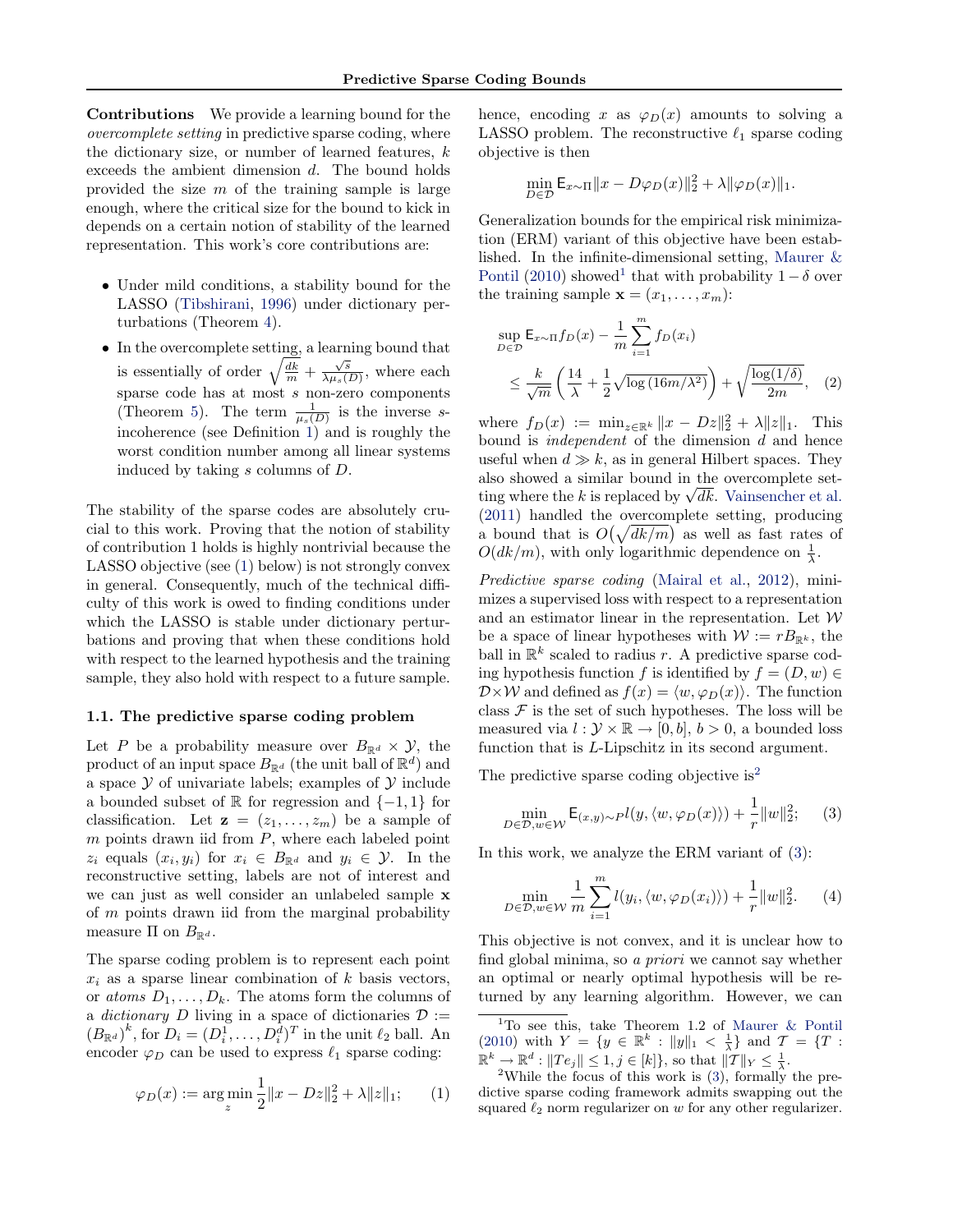**Contributions** We provide a learning bound for the *overcomplete setting* in predictive sparse coding, where the dictionary size, or number of learned features, $k$ exceeds the ambient dimension $d$. The bound holds provided the size $m$ of the training sample is large enough, where the critical size for the bound to kick in depends on a certain notion of stability of the learned representation. This work's core contributions are:

- Under mild conditions, a stability bound for the LASSO (Tibshirani, 1996) under dictionary perturbations (Theorem 4).
- In the overcomplete setting, a learning bound that is essentially of order $\sqrt{\frac{dk}{m}} + \frac{\sqrt{s}}{\lambda \mu_s(D)}$, where each sparse code has at most $s$ non-zero components (Theorem 5). The term $\frac{1}{\mu_s(D)}$ is the inverse $s$-incoherence (see Definition 1) and is roughly the worst condition number among all linear systems induced by taking $s$ columns of $D$.

The stability of the sparse codes are absolutely crucial to this work. Proving that the notion of stability of contribution 1 holds is highly nontrivial because the LASSO objective (see (1) below) is not strongly convex in general. Consequently, much of the technical difficulty of this work is owed to finding conditions under which the LASSO is stable under dictionary perturbations and proving that when these conditions hold with respect to the learned hypothesis and the training sample, they also hold with respect to a future sample.

### 1.1. The predictive sparse coding problem

Let $P$ be a probability measure over $B_{\mathbb{R}^d} \times \mathcal{Y}$, the product of an input space $B_{\mathbb{R}^d}$ (the unit ball of $\mathbb{R}^d$) and a space $\mathcal{Y}$ of univariate labels; examples of $\mathcal{Y}$ include a bounded subset of $\mathbb{R}$ for regression and $\{-1, 1\}$ for classification. Let $\mathbf{z} = (z_1, \ldots, z_m)$ be a sample of $m$ points drawn iid from $P$, where each labeled point $z_i$ equals $(x_i, y_i)$ for $x_i \in B_{\mathbb{R}^d}$ and $y_i \in \mathcal{Y}$. In the reconstructive setting, labels are not of interest and we can just as well consider an unlabeled sample $\mathbf{x}$ of $m$ points drawn iid from the marginal probability measure $\Pi$ on $B_{\mathbb{R}^d}$.

The sparse coding problem is to represent each point $x_i$ as a sparse linear combination of $k$ basis vectors, or *atoms* $D_1, \ldots, D_k$. The atoms form the columns of a *dictionary* $D$ living in a space of dictionaries $\mathcal{D} := (B_{\mathbb{R}^d})^k$, for $D_i = (D_i^1, \ldots, D_i^d)^T$ in the unit $\ell_2$ ball. An encoder $\varphi_D$ can be used to express $\ell_1$ sparse coding:

$$\varphi_D(x) := \arg\min_z \frac{1}{2}\|x - Dz\|_2^2 + \lambda\|z\|_1; \qquad (1)$$

hence, encoding $x$ as $\varphi_D(x)$ amounts to solving a LASSO problem. The reconstructive $\ell_1$ sparse coding objective is then

$$\min_{D \in \mathcal{D}} \mathsf{E}_{x \sim \Pi}\|x - D\varphi_D(x)\|_2^2 + \lambda\|\varphi_D(x)\|_1.$$

Generalization bounds for the empirical risk minimization (ERM) variant of this objective have been established. In the infinite-dimensional setting, Maurer & Pontil (2010) showed[1] that with probability $1 - \delta$ over the training sample $\mathbf{x} = (x_1, \ldots, x_m)$:

$$\sup_{D \in \mathcal{D}} \mathsf{E}_{x \sim \Pi} f_D(x) - \frac{1}{m}\sum_{i=1}^m f_D(x_i) \leq \frac{k}{\sqrt{m}}\left(\frac{14}{\lambda} + \frac{1}{2}\sqrt{\log\left(16m/\lambda^2\right)}\right) + \sqrt{\frac{\log(1/\delta)}{2m}}, \quad (2)$$

where $f_D(x) := \min_{z \in \mathbb{R}^k} \|x - Dz\|_2^2 + \lambda\|z\|_1$. This bound is *independent* of the dimension $d$ and hence useful when $d \gg k$, as in general Hilbert spaces. They also showed a similar bound in the overcomplete setting where the $k$ is replaced by $\sqrt{dk}$. Vainsencher et al. (2011) handled the overcomplete setting, producing a bound that is $O\big(\sqrt{dk/m}\big)$ as well as fast rates of $O(dk/m)$, with only logarithmic dependence on $\frac{1}{\lambda}$.

*Predictive sparse coding* (Mairal et al., 2012), minimizes a supervised loss with respect to a representation and an estimator linear in the representation. Let $\mathcal{W}$ be a space of linear hypotheses with $\mathcal{W} := rB_{\mathbb{R}^k}$, the ball in $\mathbb{R}^k$ scaled to radius $r$. A predictive sparse coding hypothesis function $f$ is identified by $f = (D, w) \in \mathcal{D} \times \mathcal{W}$ and defined as $f(x) = \langle w, \varphi_D(x)\rangle$. The function class $\mathcal{F}$ is the set of such hypotheses. The loss will be measured via $l : \mathcal{Y} \times \mathbb{R} \to [0, b]$, $b > 0$, a bounded loss function that is $L$-Lipschitz in its second argument.

The predictive sparse coding objective is[2]

$$\min_{D \in \mathcal{D}, w \in \mathcal{W}} \mathsf{E}_{(x,y) \sim P} l(y, \langle w, \varphi_D(x)\rangle) + \frac{1}{r}\|w\|_2^2; \qquad (3)$$

In this work, we analyze the ERM variant of (3):

$$\min_{D \in \mathcal{D}, w \in \mathcal{W}} \frac{1}{m}\sum_{i=1}^m l(y_i, \langle w, \varphi_D(x_i)\rangle) + \frac{1}{r}\|w\|_2^2. \qquad (4)$$

This objective is not convex, and it is unclear how to find global minima, so *a priori* we cannot say whether an optimal or nearly optimal hypothesis will be returned by any learning algorithm. However, we can

[1] To see this, take Theorem 1.2 of Maurer & Pontil (2010) with $Y = \{y \in \mathbb{R}^k : \|y\|_1 < \frac{1}{\lambda}\}$ and $\mathcal{T} = \{T : \mathbb{R}^k \to \mathbb{R}^d : \|Te_j\| \leq 1, j \in [k]\}$, so that $\|\mathcal{T}\|_Y \leq \frac{1}{\lambda}$.

[2] While the focus of this work is (3), formally the predictive sparse coding framework admits swapping out the squared $\ell_2$ norm regularizer on $w$ for any other regularizer.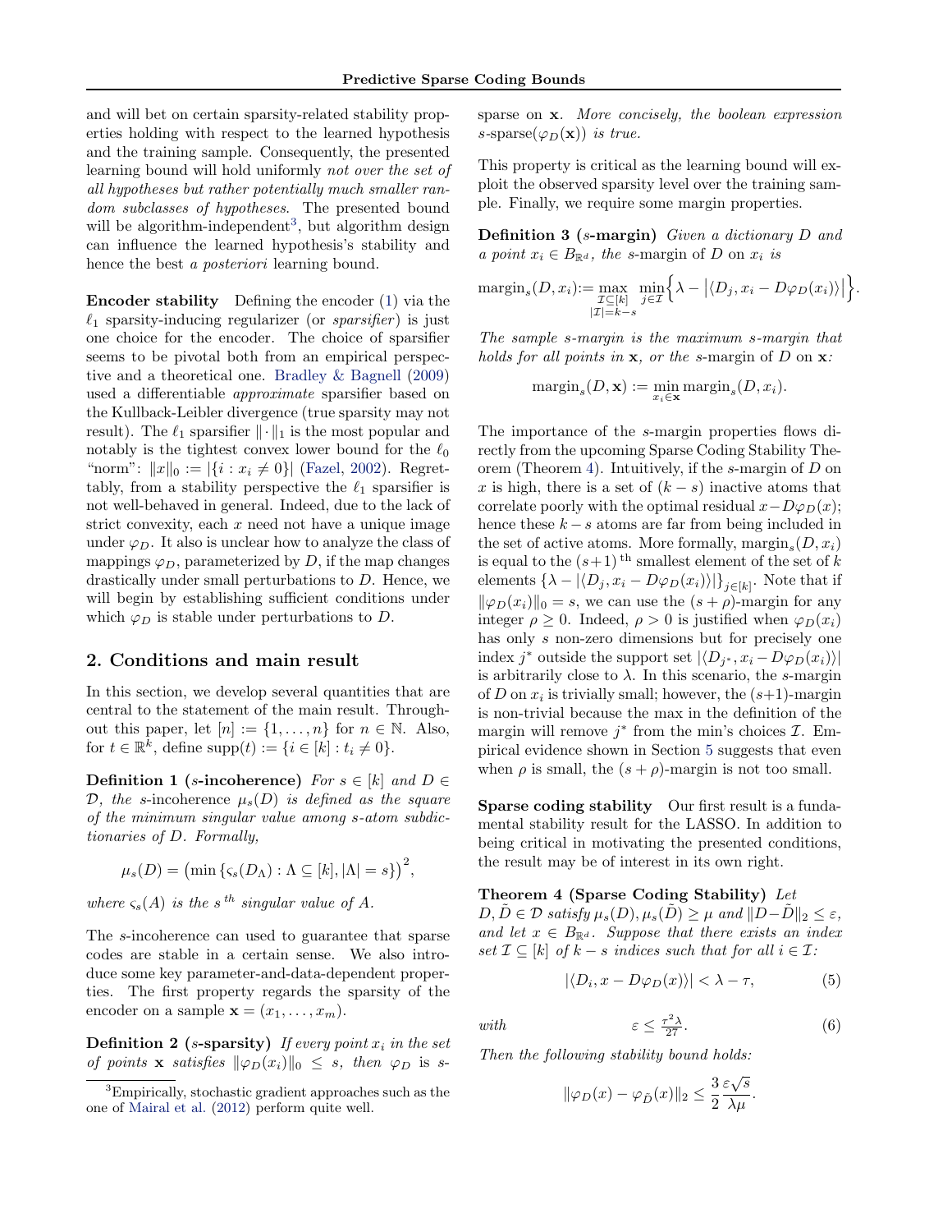and will bet on certain sparsity-related stability properties holding with respect to the learned hypothesis and the training sample. Consequently, the presented learning bound will hold uniformly *not over the set of all hypotheses but rather potentially much smaller random subclasses of hypotheses*. The presented bound will be algorithm-independent[3], but algorithm design can influence the learned hypothesis's stability and hence the best *a posteriori* learning bound.

**Encoder stability** Defining the encoder (1) via the $\ell_1$ sparsity-inducing regularizer (or *sparsifier*) is just one choice for the encoder. The choice of sparsifier seems to be pivotal both from an empirical perspective and a theoretical one. Bradley & Bagnell (2009) used a differentiable *approximate* sparsifier based on the Kullback-Leibler divergence (true sparsity may not result). The $\ell_1$ sparsifier $\|\cdot\|_1$ is the most popular and notably is the tightest convex lower bound for the $\ell_0$ "norm": $\|x\|_0 := |\{i : x_i \neq 0\}|$ (Fazel, 2002). Regrettably, from a stability perspective the $\ell_1$ sparsifier is not well-behaved in general. Indeed, due to the lack of strict convexity, each $x$ need not have a unique image under $\varphi_D$. It also is unclear how to analyze the class of mappings $\varphi_D$, parameterized by $D$, if the map changes drastically under small perturbations to $D$. Hence, we will begin by establishing sufficient conditions under which $\varphi_D$ is stable under perturbations to $D$.

## 2. Conditions and main result

In this section, we develop several quantities that are central to the statement of the main result. Throughout this paper, let $[n] := \{1, \ldots, n\}$ for $n \in \mathbb{N}$. Also, for $t \in \mathbb{R}^k$, define $\mathrm{supp}(t) := \{i \in [k] : t_i \neq 0\}$.

**Definition 1 ($s$-incoherence)** *For $s \in [k]$ and $D \in \mathcal{D}$, the $s$-incoherence $\mu_s(D)$ is defined as the square of the minimum singular value among $s$-atom subdictionaries of $D$. Formally,*

$$\mu_s(D) = \left(\min\left\{\varsigma_s(D_\Lambda) : \Lambda \subseteq [k], |\Lambda| = s\right\}\right)^2,$$

*where $\varsigma_s(A)$ is the $s^{\text{th}}$ singular value of $A$.*

The $s$-incoherence can used to guarantee that sparse codes are stable in a certain sense. We also introduce some key parameter-and-data-dependent properties. The first property regards the sparsity of the encoder on a sample $\mathbf{x} = (x_1, \ldots, x_m)$.

**Definition 2 ($s$-sparsity)** *If every point $x_i$ in the set of points $\mathbf{x}$ satisfies $\|\varphi_D(x_i)\|_0 \leq s$, then $\varphi_D$ is $s$-sparse on $\mathbf{x}$. More concisely, the boolean expression $s\text{-sparse}(\varphi_D(\mathbf{x}))$ is true.*

This property is critical as the learning bound will exploit the observed sparsity level over the training sample. Finally, we require some margin properties.

**Definition 3 ($s$-margin)** *Given a dictionary $D$ and a point $x_i \in B_{\mathbb{R}^d}$, the $s$-margin of $D$ on $x_i$ is*

$$\mathrm{margin}_s(D, x_i) := \max_{\substack{\mathcal{I} \subseteq [k] \\ |\mathcal{I}| = k - s}} \min_{j \in \mathcal{I}} \left\{ \lambda - \left|\langle D_j, x_i - D\varphi_D(x_i)\rangle\right| \right\}.$$

*The sample $s$-margin is the maximum $s$-margin that holds for all points in $\mathbf{x}$, or the $s$-margin of $D$ on $\mathbf{x}$:*

$$\mathrm{margin}_s(D, \mathbf{x}) := \min_{x_i \in \mathbf{x}} \mathrm{margin}_s(D, x_i).$$

The importance of the $s$-margin properties flows directly from the upcoming Sparse Coding Stability Theorem (Theorem 4). Intuitively, if the $s$-margin of $D$ on $x$ is high, there is a set of $(k - s)$ inactive atoms that correlate poorly with the optimal residual $x - D\varphi_D(x)$; hence these $k - s$ atoms are far from being included in the set of active atoms. More formally, $\mathrm{margin}_s(D, x_i)$ is equal to the $(s+1)^{\text{th}}$ smallest element of the set of $k$ elements $\{\lambda - |\langle D_j, x_i - D\varphi_D(x_i)\rangle|\}_{j \in [k]}$. Note that if $\|\varphi_D(x_i)\|_0 = s$, we can use the $(s + \rho)$-margin for any integer $\rho \geq 0$. Indeed, $\rho > 0$ is justified when $\varphi_D(x_i)$ has only $s$ non-zero dimensions but for precisely one index $j^*$ outside the support set $|\langle D_{j^*}, x_i - D\varphi_D(x_i)\rangle|$ is arbitrarily close to $\lambda$. In this scenario, the $s$-margin of $D$ on $x_i$ is trivially small; however, the $(s+1)$-margin is non-trivial because the max in the definition of the margin will remove $j^*$ from the min's choices $\mathcal{I}$. Empirical evidence shown in Section 5 suggests that even when $\rho$ is small, the $(s + \rho)$-margin is not too small.

**Sparse coding stability** Our first result is a fundamental stability result for the LASSO. In addition to being critical in motivating the presented conditions, the result may be of interest in its own right.

**Theorem 4 (Sparse Coding Stability)** *Let $D, \tilde{D} \in \mathcal{D}$ satisfy $\mu_s(D), \mu_s(\tilde{D}) \geq \mu$ and $\|D - \tilde{D}\|_2 \leq \varepsilon$, and let $x \in B_{\mathbb{R}^d}$. Suppose that there exists an index set $\mathcal{I} \subseteq [k]$ of $k - s$ indices such that for all $i \in \mathcal{I}$:*

$$|\langle D_i, x - D\varphi_D(x)\rangle| < \lambda - \tau, \tag{5}$$

*with*

$$\varepsilon \leq \frac{\tau^2 \lambda}{27}. \tag{6}$$

*Then the following stability bound holds:*

$$\|\varphi_D(x) - \varphi_{\tilde{D}}(x)\|_2 \leq \frac{3}{2} \frac{\varepsilon\sqrt{s}}{\lambda\mu}.$$

[3] Empirically, stochastic gradient approaches such as the one of Mairal et al. (2012) perform quite well.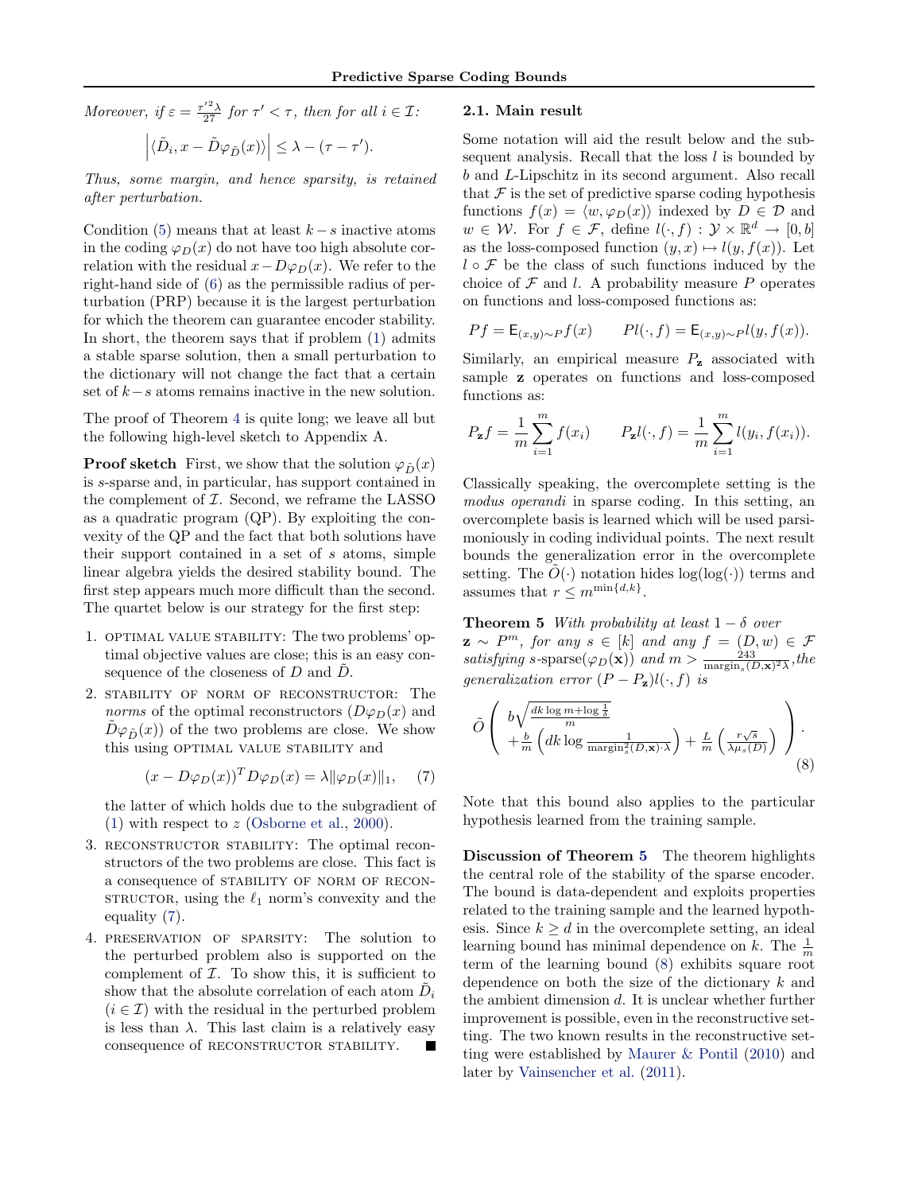*Moreover, if $\varepsilon = \frac{\tau'^2 \lambda}{27}$ for $\tau' < \tau$, then for all $i \in \mathcal{I}$:*

$$\left| \langle \tilde{D}_i, x - \tilde{D}\varphi_{\tilde{D}}(x) \rangle \right| \leq \lambda - (\tau - \tau').$$

*Thus, some margin, and hence sparsity, is retained after perturbation.*

Condition (5) means that at least $k - s$ inactive atoms in the coding $\varphi_D(x)$ do not have too high absolute correlation with the residual $x - D\varphi_D(x)$. We refer to the right-hand side of (6) as the permissible radius of perturbation (PRP) because it is the largest perturbation for which the theorem can guarantee encoder stability. In short, the theorem says that if problem (1) admits a stable sparse solution, then a small perturbation to the dictionary will not change the fact that a certain set of $k - s$ atoms remains inactive in the new solution.

The proof of Theorem 4 is quite long; we leave all but the following high-level sketch to Appendix A.

**Proof sketch** First, we show that the solution $\varphi_{\tilde{D}}(x)$ is $s$-sparse and, in particular, has support contained in the complement of $\mathcal{I}$. Second, we reframe the LASSO as a quadratic program (QP). By exploiting the convexity of the QP and the fact that both solutions have their support contained in a set of $s$ atoms, simple linear algebra yields the desired stability bound. The first step appears much more difficult than the second. The quartet below is our strategy for the first step:

1. OPTIMAL VALUE STABILITY: The two problems' optimal objective values are close; this is an easy consequence of the closeness of $D$ and $\tilde{D}$.
2. STABILITY OF NORM OF RECONSTRUCTOR: The *norms* of the optimal reconstructors ($D\varphi_D(x)$ and $\tilde{D}\varphi_{\tilde{D}}(x)$) of the two problems are close. We show this using OPTIMAL VALUE STABILITY and
$$(x - D\varphi_D(x))^T D\varphi_D(x) = \lambda \|\varphi_D(x)\|_1, \quad (7)$$
the latter of which holds due to the subgradient of (1) with respect to $z$ (Osborne et al., 2000).
3. RECONSTRUCTOR STABILITY: The optimal reconstructors of the two problems are close. This fact is a consequence of STABILITY OF NORM OF RECONSTRUCTOR, using the $\ell_1$ norm's convexity and the equality (7).
4. PRESERVATION OF SPARSITY: The solution to the perturbed problem also is supported on the complement of $\mathcal{I}$. To show this, it is sufficient to show that the absolute correlation of each atom $\tilde{D}_i$ ($i \in \mathcal{I}$) with the residual in the perturbed problem is less than $\lambda$. This last claim is a relatively easy consequence of RECONSTRUCTOR STABILITY. ∎

## 2.1. Main result

Some notation will aid the result below and the subsequent analysis. Recall that the loss $l$ is bounded by $b$ and $L$-Lipschitz in its second argument. Also recall that $\mathcal{F}$ is the set of predictive sparse coding hypothesis functions $f(x) = \langle w, \varphi_D(x) \rangle$ indexed by $D \in \mathcal{D}$ and $w \in \mathcal{W}$. For $f \in \mathcal{F}$, define $l(\cdot, f) : \mathcal{Y} \times \mathbb{R}^d \to [0, b]$ as the loss-composed function $(y, x) \mapsto l(y, f(x))$. Let $l \circ \mathcal{F}$ be the class of such functions induced by the choice of $\mathcal{F}$ and $l$. A probability measure $P$ operates on functions and loss-composed functions as:

$$Pf = \mathsf{E}_{(x,y)\sim P} f(x) \qquad Pl(\cdot, f) = \mathsf{E}_{(x,y)\sim P} l(y, f(x)).$$

Similarly, an empirical measure $P_{\mathbf{z}}$ associated with sample $\mathbf{z}$ operates on functions and loss-composed functions as:

$$P_{\mathbf{z}} f = \frac{1}{m} \sum_{i=1}^{m} f(x_i) \qquad P_{\mathbf{z}} l(\cdot, f) = \frac{1}{m} \sum_{i=1}^{m} l(y_i, f(x_i)).$$

Classically speaking, the overcomplete setting is the *modus operandi* in sparse coding. In this setting, an overcomplete basis is learned which will be used parsimoniously in coding individual points. The next result bounds the generalization error in the overcomplete setting. The $\tilde{O}(\cdot)$ notation hides $\log(\log(\cdot))$ terms and assumes that $r \leq m^{\min\{d,k\}}$.

**Theorem 5** *With probability at least $1 - \delta$ over $\mathbf{z} \sim P^m$, for any $s \in [k]$ and any $f = (D, w) \in \mathcal{F}$ satisfying $s$-sparse$(\varphi_D(\mathbf{x}))$ and $m > \frac{243}{\mathrm{margin}_s(D,\mathbf{x})^2 \lambda}$, the generalization error $(P - P_{\mathbf{z}}) l(\cdot, f)$ is*

$$\tilde{O}\left( \begin{array}{l} b\sqrt{\frac{dk \log m + \log \frac{1}{\delta}}{m}} \\ + \frac{b}{m}\left( dk \log \frac{1}{\mathrm{margin}_s^2(D,\mathbf{x}) \cdot \lambda} \right) + \frac{L}{m}\left( \frac{r\sqrt{s}}{\lambda \mu_s(D)} \right) \end{array} \right). \quad (8)$$

Note that this bound also applies to the particular hypothesis learned from the training sample.

**Discussion of Theorem 5** The theorem highlights the central role of the stability of the sparse encoder. The bound is data-dependent and exploits properties related to the training sample and the learned hypothesis. Since $k \geq d$ in the overcomplete setting, an ideal learning bound has minimal dependence on $k$. The $\frac{1}{m}$ term of the learning bound (8) exhibits square root dependence on both the size of the dictionary $k$ and the ambient dimension $d$. It is unclear whether further improvement is possible, even in the reconstructive setting. The two known results in the reconstructive setting were established by Maurer & Pontil (2010) and later by Vainsencher et al. (2011).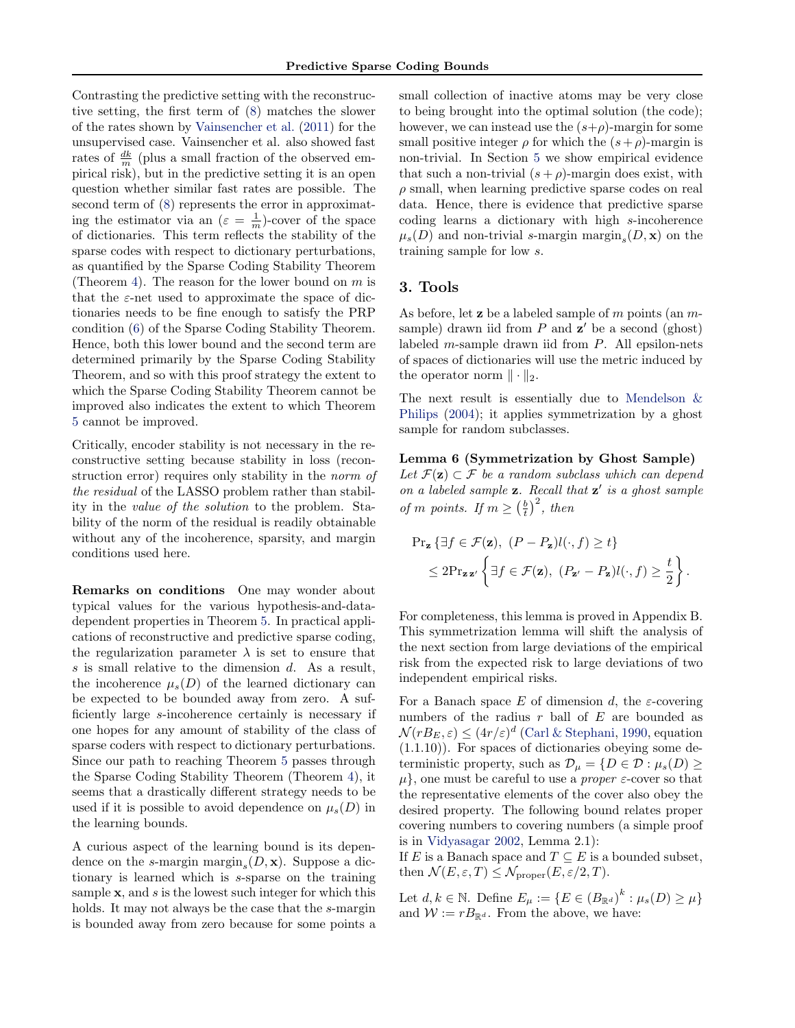Contrasting the predictive setting with the reconstructive setting, the first term of (8) matches the slower of the rates shown by Vainsencher et al. (2011) for the unsupervised case. Vainsencher et al. also showed fast rates of $\frac{dk}{m}$ (plus a small fraction of the observed empirical risk), but in the predictive setting it is an open question whether similar fast rates are possible. The second term of (8) represents the error in approximating the estimator via an ($\varepsilon = \frac{1}{m}$)-cover of the space of dictionaries. This term reflects the stability of the sparse codes with respect to dictionary perturbations, as quantified by the Sparse Coding Stability Theorem (Theorem 4). The reason for the lower bound on $m$ is that the $\varepsilon$-net used to approximate the space of dictionaries needs to be fine enough to satisfy the PRP condition (6) of the Sparse Coding Stability Theorem. Hence, both this lower bound and the second term are determined primarily by the Sparse Coding Stability Theorem, and so with this proof strategy the extent to which the Sparse Coding Stability Theorem cannot be improved also indicates the extent to which Theorem 5 cannot be improved.

Critically, encoder stability is not necessary in the reconstructive setting because stability in loss (reconstruction error) requires only stability in the *norm of the residual* of the LASSO problem rather than stability in the *value of the solution* to the problem. Stability of the norm of the residual is readily obtainable without any of the incoherence, sparsity, and margin conditions used here.

**Remarks on conditions** One may wonder about typical values for the various hypothesis-and-data-dependent properties in Theorem 5. In practical applications of reconstructive and predictive sparse coding, the regularization parameter $\lambda$ is set to ensure that $s$ is small relative to the dimension $d$. As a result, the incoherence $\mu_s(D)$ of the learned dictionary can be expected to be bounded away from zero. A sufficiently large $s$-incoherence certainly is necessary if one hopes for any amount of stability of the class of sparse coders with respect to dictionary perturbations. Since our path to reaching Theorem 5 passes through the Sparse Coding Stability Theorem (Theorem 4), it seems that a drastically different strategy needs to be used if it is possible to avoid dependence on $\mu_s(D)$ in the learning bounds.

A curious aspect of the learning bound is its dependence on the $s$-margin $\text{margin}_s(D, \mathbf{x})$. Suppose a dictionary is learned which is $s$-sparse on the training sample $\mathbf{x}$, and $s$ is the lowest such integer for which this holds. It may not always be the case that the $s$-margin is bounded away from zero because for some points a small collection of inactive atoms may be very close to being brought into the optimal solution (the code); however, we can instead use the $(s+\rho)$-margin for some small positive integer $\rho$ for which the $(s+\rho)$-margin is non-trivial. In Section 5 we show empirical evidence that such a non-trivial $(s+\rho)$-margin does exist, with $\rho$ small, when learning predictive sparse codes on real data. Hence, there is evidence that predictive sparse coding learns a dictionary with high $s$-incoherence $\mu_s(D)$ and non-trivial $s$-margin $\text{margin}_s(D, \mathbf{x})$ on the training sample for low $s$.

## 3. Tools

As before, let $\mathbf{z}$ be a labeled sample of $m$ points (an $m$-sample) drawn iid from $P$ and $\mathbf{z}'$ be a second (ghost) labeled $m$-sample drawn iid from $P$. All epsilon-nets of spaces of dictionaries will use the metric induced by the operator norm $\|\cdot\|_2$.

The next result is essentially due to Mendelson & Philips (2004); it applies symmetrization by a ghost sample for random subclasses.

**Lemma 6 (Symmetrization by Ghost Sample)** *Let $\mathcal{F}(\mathbf{z}) \subset \mathcal{F}$ be a random subclass which can depend on a labeled sample $\mathbf{z}$. Recall that $\mathbf{z}'$ is a ghost sample of $m$ points. If $m \geq \left(\frac{b}{t}\right)^2$, then*

$$
\begin{aligned}
&\Pr_{\mathbf{z}} \left\{ \exists f \in \mathcal{F}(\mathbf{z}),\ (P - P_{\mathbf{z}}) l(\cdot, f) \geq t \right\} \\
&\quad \leq 2 \Pr_{\mathbf{z}\,\mathbf{z}'} \left\{ \exists f \in \mathcal{F}(\mathbf{z}),\ (P_{\mathbf{z}'} - P_{\mathbf{z}}) l(\cdot, f) \geq \frac{t}{2} \right\}.
\end{aligned}
$$

For completeness, this lemma is proved in Appendix B. This symmetrization lemma will shift the analysis of the next section from large deviations of the empirical risk from the expected risk to large deviations of two independent empirical risks.

For a Banach space $E$ of dimension $d$, the $\varepsilon$-covering numbers of the radius $r$ ball of $E$ are bounded as $\mathcal{N}(rB_E, \varepsilon) \leq (4r/\varepsilon)^d$ (Carl & Stephani, 1990, equation (1.1.10)). For spaces of dictionaries obeying some deterministic property, such as $\mathcal{D}_\mu = \{D \in \mathcal{D} : \mu_s(D) \geq \mu\}$, one must be careful to use a *proper* $\varepsilon$-cover so that the representative elements of the cover also obey the desired property. The following bound relates proper covering numbers to covering numbers (a simple proof is in Vidyasagar 2002, Lemma 2.1):
If $E$ is a Banach space and $T \subseteq E$ is a bounded subset, then $\mathcal{N}(E, \varepsilon, T) \leq \mathcal{N}_{\text{proper}}(E, \varepsilon/2, T)$.

Let $d, k \in \mathbb{N}$. Define $E_\mu := \{E \in (B_{\mathbb{R}^d})^k : \mu_s(D) \geq \mu\}$ and $\mathcal{W} := rB_{\mathbb{R}^d}$. From the above, we have: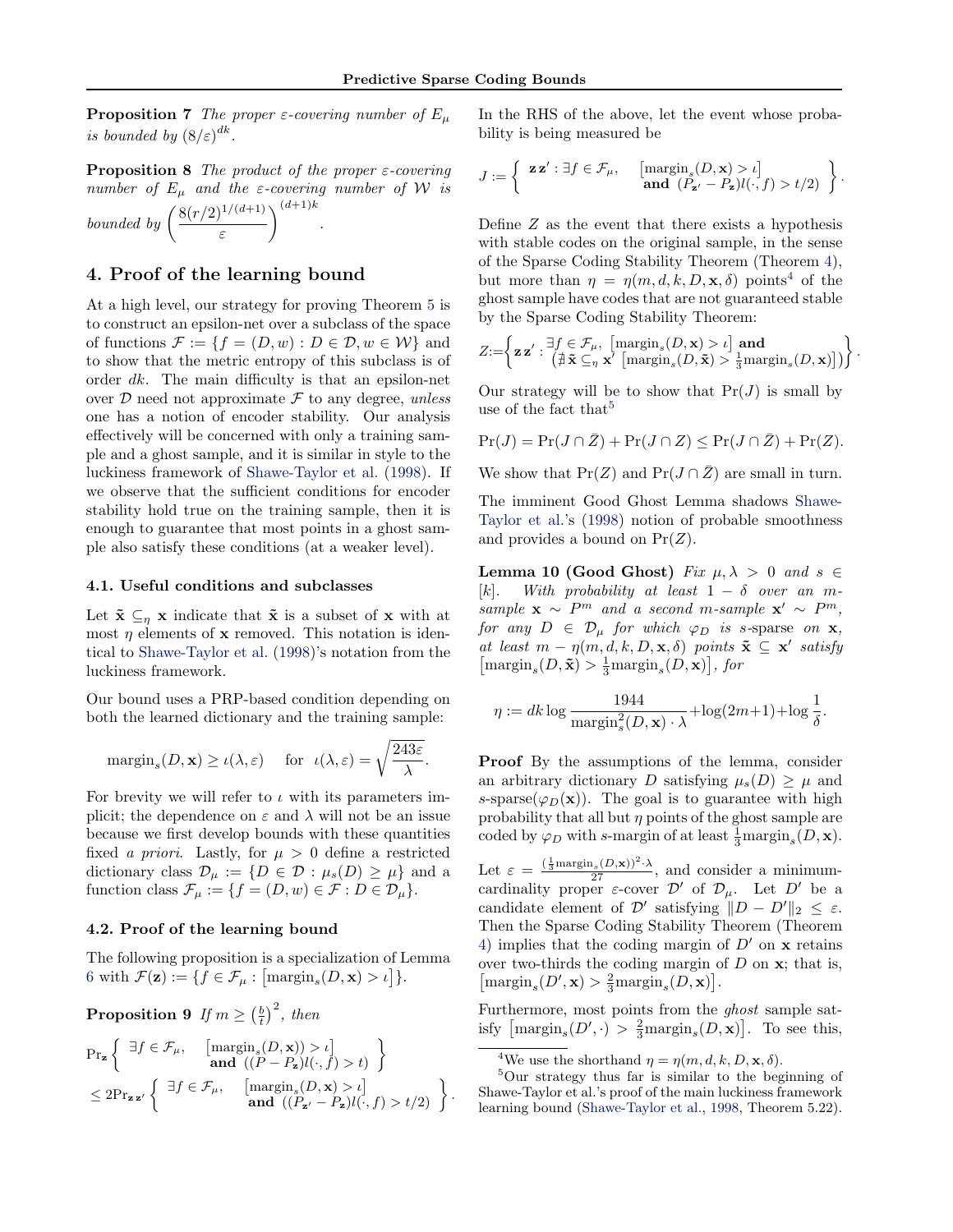**Proposition 7** *The proper $\varepsilon$-covering number of $E_\mu$ is bounded by $(8/\varepsilon)^{dk}$.*

**Proposition 8** *The product of the proper $\varepsilon$-covering number of $E_\mu$ and the $\varepsilon$-covering number of $\mathcal{W}$ is bounded by $\left(\frac{8(r/2)^{1/(d+1)}}{\varepsilon}\right)^{(d+1)k}$.*

## 4. Proof of the learning bound

At a high level, our strategy for proving Theorem 5 is to construct an epsilon-net over a subclass of the space of functions $\mathcal{F} := \{f = (D, w) : D \in \mathcal{D}, w \in \mathcal{W}\}$ and to show that the metric entropy of this subclass is of order $dk$. The main difficulty is that an epsilon-net over $\mathcal{D}$ need not approximate $\mathcal{F}$ to any degree, *unless* one has a notion of encoder stability. Our analysis effectively will be concerned with only a training sample and a ghost sample, and it is similar in style to the luckiness framework of Shawe-Taylor et al. (1998). If we observe that the sufficient conditions for encoder stability hold true on the training sample, then it is enough to guarantee that most points in a ghost sample also satisfy these conditions (at a weaker level).

### 4.1. Useful conditions and subclasses

Let $\tilde{\mathbf{x}} \subseteq_\eta \mathbf{x}$ indicate that $\tilde{\mathbf{x}}$ is a subset of $\mathbf{x}$ with at most $\eta$ elements of $\mathbf{x}$ removed. This notation is identical to Shawe-Taylor et al. (1998)'s notation from the luckiness framework.

Our bound uses a PRP-based condition depending on both the learned dictionary and the training sample:

$$\operatorname{margin}_s(D, \mathbf{x}) \geq \iota(\lambda, \varepsilon) \quad \text{for} \quad \iota(\lambda, \varepsilon) = \sqrt{\frac{243\varepsilon}{\lambda}}.$$

For brevity we will refer to $\iota$ with its parameters implicit; the dependence on $\varepsilon$ and $\lambda$ will not be an issue because we first develop bounds with these quantities fixed *a priori*. Lastly, for $\mu > 0$ define a restricted dictionary class $\mathcal{D}_\mu := \{D \in \mathcal{D} : \mu_s(D) \geq \mu\}$ and a function class $\mathcal{F}_\mu := \{f = (D, w) \in \mathcal{F} : D \in \mathcal{D}_\mu\}$.

### 4.2. Proof of the learning bound

The following proposition is a specialization of Lemma 6 with $\mathcal{F}(\mathbf{z}) := \{f \in \mathcal{F}_\mu : \left[\operatorname{margin}_s(D, \mathbf{x}) > \iota\right]\}$.

**Proposition 9** *If $m \geq \left(\frac{b}{t}\right)^2$, then*

$$\begin{aligned}
&\Pr_{\mathbf{z}}\left\{ \begin{array}{ll} \exists f \in \mathcal{F}_\mu, & \left[\operatorname{margin}_s(D, \mathbf{x})) > \iota\right] \\ & \textbf{and } ((P - P_{\mathbf{z}})l(\cdot, f) > t) \end{array} \right\} \\
&\leq 2\Pr_{\mathbf{z}\mathbf{z}'}\left\{ \begin{array}{ll} \exists f \in \mathcal{F}_\mu, & \left[\operatorname{margin}_s(D, \mathbf{x}) > \iota\right] \\ & \textbf{and } ((P_{\mathbf{z}'} - P_{\mathbf{z}})l(\cdot, f) > t/2) \end{array} \right\}.
\end{aligned}$$

In the RHS of the above, let the event whose probability is being measured be

$$J := \left\{ \begin{array}{ll} \mathbf{z}\,\mathbf{z}' : \exists f \in \mathcal{F}_\mu, & \left[\operatorname{margin}_s(D, \mathbf{x}) > \iota\right] \\ & \textbf{and } (P_{\mathbf{z}'} - P_{\mathbf{z}})l(\cdot, f) > t/2) \end{array} \right\}.$$

Define $Z$ as the event that there exists a hypothesis with stable codes on the original sample, in the sense of the Sparse Coding Stability Theorem (Theorem 4), but more than $\eta = \eta(m, d, k, D, \mathbf{x}, \delta)$ points[4] of the ghost sample have codes that are not guaranteed stable by the Sparse Coding Stability Theorem:

$$Z := \left\{ \mathbf{z}\,\mathbf{z}' : \begin{array}{l} \exists f \in \mathcal{F}_\mu, \left[\operatorname{margin}_s(D, \mathbf{x}) > \iota\right] \textbf{ and} \\ \left(\nexists\, \tilde{\mathbf{x}} \subseteq_\eta \mathbf{x}' \left[\operatorname{margin}_s(D, \tilde{\mathbf{x}}) > \frac{1}{3}\operatorname{margin}_s(D, \mathbf{x})\right]\right) \end{array} \right\}.$$

Our strategy will be to show that $\Pr(J)$ is small by use of the fact that[5]

$$\Pr(J) = \Pr(J \cap \bar{Z}) + \Pr(J \cap Z) \leq \Pr(J \cap \bar{Z}) + \Pr(Z).$$

We show that $\Pr(Z)$ and $\Pr(J \cap \bar{Z})$ are small in turn.

The imminent Good Ghost Lemma shadows Shawe-Taylor et al.'s (1998) notion of probable smoothness and provides a bound on $\Pr(Z)$.

**Lemma 10 (Good Ghost)** *Fix $\mu, \lambda > 0$ and $s \in [k]$. With probability at least $1 - \delta$ over an $m$-sample $\mathbf{x} \sim P^m$ and a second $m$-sample $\mathbf{x}' \sim P^m$, for any $D \in \mathcal{D}_\mu$ for which $\varphi_D$ is $s$-sparse on $\mathbf{x}$, at least $m - \eta(m, d, k, D, \mathbf{x}, \delta)$ points $\tilde{\mathbf{x}} \subseteq \mathbf{x}'$ satisfy $\left[\operatorname{margin}_s(D, \tilde{\mathbf{x}}) > \frac{1}{3}\operatorname{margin}_s(D, \mathbf{x})\right]$, for*

$$\eta := dk \log \frac{1944}{\operatorname{margin}_s^2(D, \mathbf{x}) \cdot \lambda} + \log(2m+1) + \log \frac{1}{\delta}.$$

**Proof** By the assumptions of the lemma, consider an arbitrary dictionary $D$ satisfying $\mu_s(D) \geq \mu$ and $s$-sparse$(\varphi_D(\mathbf{x}))$. The goal is to guarantee with high probability that all but $\eta$ points of the ghost sample are coded by $\varphi_D$ with $s$-margin of at least $\frac{1}{3}\operatorname{margin}_s(D, \mathbf{x})$.

Let $\varepsilon = \frac{\left(\frac{1}{3}\operatorname{margin}_s(D, \mathbf{x})\right)^2 \cdot \lambda}{27}$, and consider a minimum-cardinality proper $\varepsilon$-cover $\mathcal{D}'$ of $\mathcal{D}_\mu$. Let $D'$ be a candidate element of $\mathcal{D}'$ satisfying $\|D - D'\|_2 \leq \varepsilon$. Then the Sparse Coding Stability Theorem (Theorem 4) implies that the coding margin of $D'$ on $\mathbf{x}$ retains over two-thirds the coding margin of $D$ on $\mathbf{x}$; that is, $\left[\operatorname{margin}_s(D', \mathbf{x}) > \frac{2}{3}\operatorname{margin}_s(D, \mathbf{x})\right]$.

Furthermore, most points from the *ghost* sample satisfy $\left[\operatorname{margin}_s(D', \cdot) > \frac{2}{3}\operatorname{margin}_s(D, \mathbf{x})\right]$. To see this,

[4] We use the shorthand $\eta = \eta(m, d, k, D, \mathbf{x}, \delta)$.

[5] Our strategy thus far is similar to the beginning of Shawe-Taylor et al.'s proof of the main luckiness framework learning bound (Shawe-Taylor et al., 1998, Theorem 5.22).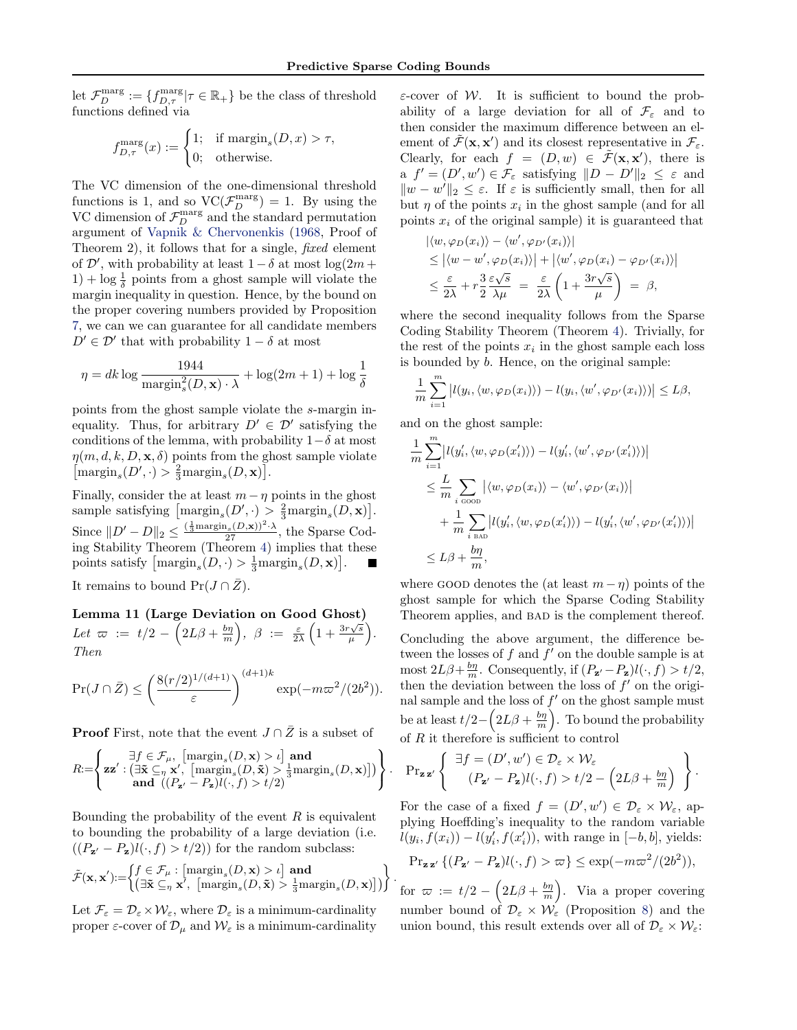let $\mathcal{F}_D^{\text{marg}} := \{f_{D,\tau}^{\text{marg}} | \tau \in \mathbb{R}_+\}$ be the class of threshold functions defined via

$$f_{D,\tau}^{\text{marg}}(x) := \begin{cases} 1; & \text{if } \operatorname{margin}_s(D, x) > \tau, \\ 0; & \text{otherwise.} \end{cases}$$

The VC dimension of the one-dimensional threshold functions is 1, and so $\text{VC}(\mathcal{F}_D^{\text{marg}}) = 1$. By using the VC dimension of $\mathcal{F}_D^{\text{marg}}$ and the standard permutation argument of Vapnik & Chervonenkis (1968, Proof of Theorem 2), it follows that for a single, *fixed* element of $\mathcal{D}'$, with probability at least $1 - \delta$ at most $\log(2m + 1) + \log \frac{1}{\delta}$ points from a ghost sample will violate the margin inequality in question. Hence, by the bound on the proper covering numbers provided by Proposition 7, we can we can guarantee for all candidate members $D' \in \mathcal{D}'$ that with probability $1 - \delta$ at most

$$\eta = dk \log \frac{1944}{\operatorname{margin}_s^2(D, \mathbf{x}) \cdot \lambda} + \log(2m + 1) + \log \frac{1}{\delta}$$

points from the ghost sample violate the $s$-margin inequality. Thus, for arbitrary $D' \in \mathcal{D}'$ satisfying the conditions of the lemma, with probability $1 - \delta$ at most $\eta(m, d, k, D, \mathbf{x}, \delta)$ points from the ghost sample violate $\left[\operatorname{margin}_s(D', \cdot) > \frac{2}{3}\operatorname{margin}_s(D, \mathbf{x})\right]$.

Finally, consider the at least $m - \eta$ points in the ghost sample satisfying $\left[\operatorname{margin}_s(D', \cdot) > \frac{2}{3}\operatorname{margin}_s(D, \mathbf{x})\right]$. Since $\|D' - D\|_2 \le \frac{(\frac{1}{3}\operatorname{margin}_s(D, \mathbf{x}))^2 \cdot \lambda}{27}$, the Sparse Coding Stability Theorem (Theorem 4) implies that these points satisfy $\left[\operatorname{margin}_s(D, \cdot) > \frac{1}{3}\operatorname{margin}_s(D, \mathbf{x})\right]$. ■

It remains to bound $\Pr(J \cap \bar{Z})$.

**Lemma 11 (Large Deviation on Good Ghost)** *Let* $\varpi := t/2 - \left(2L\beta + \frac{b\eta}{m}\right)$, $\beta := \frac{\varepsilon}{2\lambda}\left(1 + \frac{3r\sqrt{s}}{\mu}\right)$. *Then*

$$\Pr(J \cap \bar{Z}) \le \left(\frac{8(r/2)^{1/(d+1)}}{\varepsilon}\right)^{(d+1)k} \exp(-m\varpi^2/(2b^2)).$$

**Proof** First, note that the event $J \cap \bar{Z}$ is a subset of

$$R := \left\{ \mathbf{z}\mathbf{z}' : \begin{array}{c} \exists f \in \mathcal{F}_\mu, \ \left[\operatorname{margin}_s(D, \mathbf{x}) > \iota\right] \textbf{ and} \\ \left(\exists \tilde{\mathbf{x}} \subseteq_\eta \mathbf{x}', \ \left[\operatorname{margin}_s(D, \tilde{\mathbf{x}}) > \frac{1}{3}\operatorname{margin}_s(D, \mathbf{x})\right]\right) \\ \textbf{and } \left((P_{\mathbf{z}'} - P_{\mathbf{z}})l(\cdot, f) > t/2\right) \end{array} \right\}.$$

Bounding the probability of the event $R$ is equivalent to bounding the probability of a large deviation (i.e. $((P_{\mathbf{z}'} - P_{\mathbf{z}})l(\cdot, f) > t/2)$) for the random subclass:

$$\tilde{\mathcal{F}}(\mathbf{x}, \mathbf{x}') := \left\{ \begin{array}{l} f \in \mathcal{F}_\mu : \left[\operatorname{margin}_s(D, \mathbf{x}) > \iota\right] \textbf{ and} \\ \left(\exists \tilde{\mathbf{x}} \subseteq_\eta \mathbf{x}', \ \left[\operatorname{margin}_s(D, \tilde{\mathbf{x}}) > \frac{1}{3}\operatorname{margin}_s(D, \mathbf{x})\right]\right) \end{array} \right\}.$$

Let $\mathcal{F}_\varepsilon = \mathcal{D}_\varepsilon \times \mathcal{W}_\varepsilon$, where $\mathcal{D}_\varepsilon$ is a minimum-cardinality proper $\varepsilon$-cover of $\mathcal{D}_\mu$ and $\mathcal{W}_\varepsilon$ is a minimum-cardinality $\varepsilon$-cover of $\mathcal{W}$. It is sufficient to bound the probability of a large deviation for all of $\mathcal{F}_\varepsilon$ and to then consider the maximum difference between an element of $\tilde{\mathcal{F}}(\mathbf{x}, \mathbf{x}')$ and its closest representative in $\mathcal{F}_\varepsilon$. Clearly, for each $f = (D, w) \in \tilde{\mathcal{F}}(\mathbf{x}, \mathbf{x}')$, there is a $f' = (D', w') \in \mathcal{F}_\varepsilon$ satisfying $\|D - D'\|_2 \le \varepsilon$ and $\|w - w'\|_2 \le \varepsilon$. If $\varepsilon$ is sufficiently small, then for all but $\eta$ of the points $x_i$ in the ghost sample (and for all points $x_i$ of the original sample) it is guaranteed that

$$\begin{aligned}
&|\langle w, \varphi_D(x_i) \rangle - \langle w', \varphi_{D'}(x_i) \rangle| \\
&\le |\langle w - w', \varphi_D(x_i) \rangle| + |\langle w', \varphi_D(x_i) - \varphi_{D'}(x_i) \rangle| \\
&\le \frac{\varepsilon}{2\lambda} + r \frac{3}{2} \frac{\varepsilon \sqrt{s}}{\lambda \mu} \ = \ \frac{\varepsilon}{2\lambda}\left(1 + \frac{3r\sqrt{s}}{\mu}\right) \ = \ \beta,
\end{aligned}$$

where the second inequality follows from the Sparse Coding Stability Theorem (Theorem 4). Trivially, for the rest of the points $x_i$ in the ghost sample each loss is bounded by $b$. Hence, on the original sample:

$$\frac{1}{m}\sum_{i=1}^m |l(y_i, \langle w, \varphi_D(x_i) \rangle) - l(y_i, \langle w', \varphi_{D'}(x_i) \rangle)| \le L\beta,$$

and on the ghost sample:

$$\begin{aligned}
&\frac{1}{m}\sum_{i=1}^m |l(y_i', \langle w, \varphi_D(x_i') \rangle) - l(y_i', \langle w', \varphi_{D'}(x_i') \rangle)| \\
&\le \frac{L}{m}\sum_{i \text{ GOOD}} |\langle w, \varphi_D(x_i) \rangle - \langle w', \varphi_{D'}(x_i) \rangle| \\
&\quad + \frac{1}{m}\sum_{i \text{ BAD}} |l(y_i', \langle w, \varphi_D(x_i') \rangle) - l(y_i', \langle w', \varphi_{D'}(x_i') \rangle)| \\
&\le L\beta + \frac{b\eta}{m},
\end{aligned}$$

where GOOD denotes the (at least $m - \eta$) points of the ghost sample for which the Sparse Coding Stability Theorem applies, and BAD is the complement thereof.

Concluding the above argument, the difference between the losses of $f$ and $f'$ on the double sample is at most $2L\beta + \frac{b\eta}{m}$. Consequently, if $(P_{\mathbf{z}'} - P_{\mathbf{z}})l(\cdot, f) > t/2$, then the deviation between the loss of $f'$ on the original sample and the loss of $f'$ on the ghost sample must be at least $t/2 - \left(2L\beta + \frac{b\eta}{m}\right)$. To bound the probability of $R$ it therefore is sufficient to control

$$\Pr_{\mathbf{z}\,\mathbf{z}'}\left\{ \begin{array}{c} \exists f = (D', w') \in \mathcal{D}_\varepsilon \times \mathcal{W}_\varepsilon \\ (P_{\mathbf{z}'} - P_{\mathbf{z}})l(\cdot, f) > t/2 - \left(2L\beta + \frac{b\eta}{m}\right) \end{array} \right\}.$$

For the case of a fixed $f = (D', w') \in \mathcal{D}_\varepsilon \times \mathcal{W}_\varepsilon$, applying Hoeffding's inequality to the random variable $l(y_i, f(x_i)) - l(y_i', f(x_i'))$, with range in $[-b, b]$, yields:

$$\Pr_{\mathbf{z}\,\mathbf{z}'}\{(P_{\mathbf{z}'} - P_{\mathbf{z}})l(\cdot, f) > \varpi\} \le \exp(-m\varpi^2/(2b^2)),$$

for $\varpi := t/2 - \left(2L\beta + \frac{b\eta}{m}\right)$. Via a proper covering number bound of $\mathcal{D}_\varepsilon \times \mathcal{W}_\varepsilon$ (Proposition 8) and the union bound, this result extends over all of $\mathcal{D}_\varepsilon \times \mathcal{W}_\varepsilon$: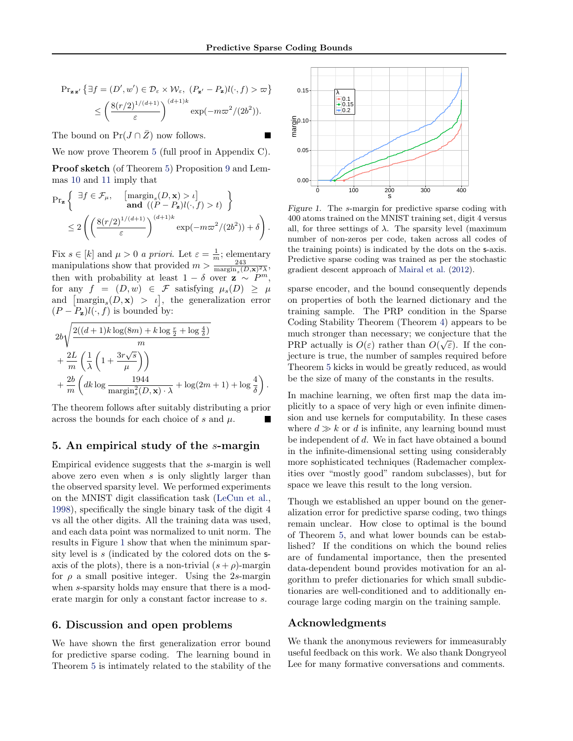$$\Pr_{\mathbf{z}\mathbf{z}'}\left\{\exists f = (D', w') \in \mathcal{D}_\varepsilon \times \mathcal{W}_\varepsilon,\ (P_{\mathbf{z}'} - P_{\mathbf{z}}) l(\cdot, f) > \varpi\right\} \leq \left(\frac{8(r/2)^{1/(d+1)}}{\varepsilon}\right)^{(d+1)k} \exp(-m\varpi^2/(2b^2)).$$

The bound on $\Pr(J \cap \bar{Z})$ now follows. ■

We now prove Theorem 5 (full proof in Appendix C).

**Proof sketch** (of Theorem 5) Proposition 9 and Lemmas 10 and 11 imply that

$$\Pr_{\mathbf{z}}\left\{\begin{array}{ll}\exists f \in \mathcal{F}_\mu, & [\operatorname{margin}_s(D, \mathbf{x}) > \iota] \\ & \textbf{and}\ ((P - P_{\mathbf{z}}) l(\cdot, f) > t)\end{array}\right\} \leq 2\left(\left(\frac{8(r/2)^{1/(d+1)}}{\varepsilon}\right)^{(d+1)k} \exp(-m\varpi^2/(2b^2)) + \delta\right).$$

Fix $s \in [k]$ and $\mu > 0$ *a priori*. Let $\varepsilon = \frac{1}{m}$; elementary manipulations show that provided $m > \frac{243}{\operatorname{margin}_s(D,\mathbf{x})^2 \lambda}$, then with probability at least $1 - \delta$ over $\mathbf{z} \sim P^m$, for any $f = (D, w) \in \mathcal{F}$ satisfying $\mu_s(D) \geq \mu$ and $[\operatorname{margin}_s(D, \mathbf{x}) > \iota]$, the generalization error $(P - P_{\mathbf{z}}) l(\cdot, f)$ is bounded by:

$$2b\sqrt{\frac{2((d+1)k \log(8m) + k \log \frac{r}{2} + \log \frac{4}{\delta})}{m}} + \frac{2L}{m}\left(\frac{1}{\lambda}\left(1 + \frac{3r\sqrt{s}}{\mu}\right)\right) + \frac{2b}{m}\left(dk \log \frac{1944}{\operatorname{margin}_s^2(D, \mathbf{x}) \cdot \lambda} + \log(2m + 1) + \log \frac{4}{\delta}\right).$$

The theorem follows after suitably distributing a prior across the bounds for each choice of $s$ and $\mu$. ■

## 5. An empirical study of the $s$-margin

Empirical evidence suggests that the $s$-margin is well above zero even when $s$ is only slightly larger than the observed sparsity level. We performed experiments on the MNIST digit classification task (LeCun et al., 1998), specifically the single binary task of the digit 4 vs all the other digits. All the training data was used, and each data point was normalized to unit norm. The results in Figure 1 show that when the minimum sparsity level is $s$ (indicated by the colored dots on the s-axis of the plots), there is a non-trivial $(s + \rho)$-margin for $\rho$ a small positive integer. Using the $2s$-margin when $s$-sparsity holds may ensure that there is a moderate margin for only a constant factor increase to $s$.

*Figure 1.* The $s$-margin for predictive sparse coding with 400 atoms trained on the MNIST training set, digit 4 versus all, for three settings of $\lambda$. The sparsity level (maximum number of non-zeros per code, taken across all codes of the training points) is indicated by the dots on the s-axis. Predictive sparse coding was trained as per the stochastic gradient descent approach of Mairal et al. (2012).

## 6. Discussion and open problems

We have shown the first generalization error bound for predictive sparse coding. The learning bound in Theorem 5 is intimately related to the stability of the sparse encoder, and the bound consequently depends on properties of both the learned dictionary and the training sample. The PRP condition in the Sparse Coding Stability Theorem (Theorem 4) appears to be much stronger than necessary; we conjecture that the PRP actually is $O(\varepsilon)$ rather than $O(\sqrt{\varepsilon})$. If the conjecture is true, the number of samples required before Theorem 5 kicks in would be greatly reduced, as would be the size of many of the constants in the results.

In machine learning, we often first map the data implicitly to a space of very high or even infinite dimensionality and use kernels for computability. In these cases where $d \gg k$ or $d$ is infinite, any learning bound must be independent of $d$. We in fact have obtained a bound in the infinite-dimensional setting using considerably more sophisticated techniques (Rademacher complexities over "mostly good" random subclasses), but for space we leave this result to the long version.

Though we established an upper bound on the generalization error for predictive sparse coding, two things remain unclear. How close to optimal is the bound of Theorem 5, and what lower bounds can be established? If the conditions on which the bound relies are of fundamental importance, then the presented data-dependent bound provides motivation for an algorithm to prefer dictionaries for which small subdictionaries are well-conditioned and to additionally encourage large coding margin on the training sample.

## Acknowledgments

We thank the anonymous reviewers for immeasurably useful feedback on this work. We also thank Dongryeol Lee for many formative conversations and comments.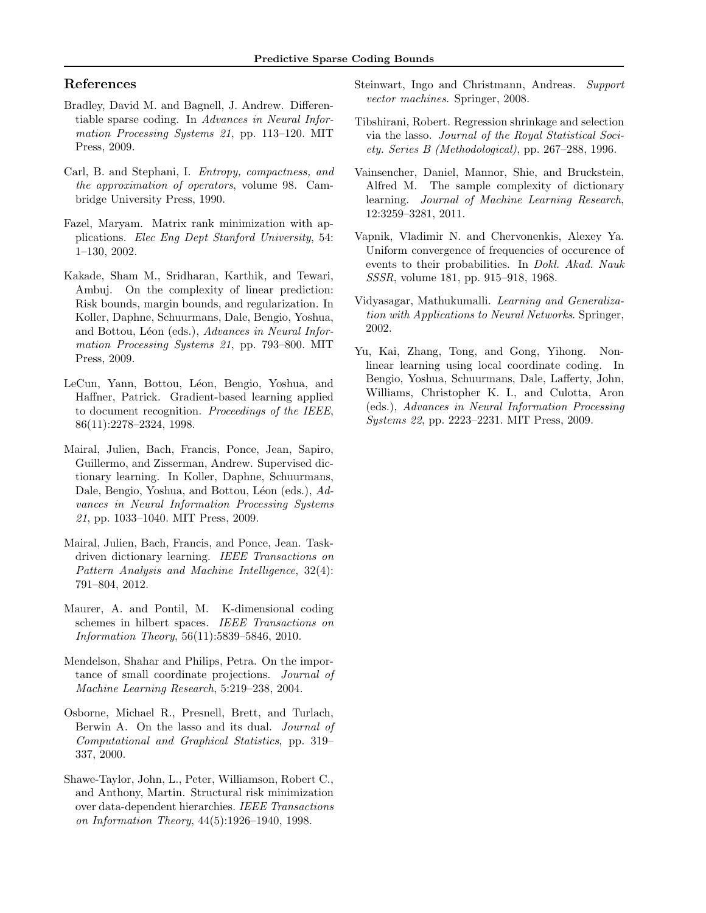## References

Bradley, David M. and Bagnell, J. Andrew. Differentiable sparse coding. In *Advances in Neural Information Processing Systems 21*, pp. 113–120. MIT Press, 2009.

Carl, B. and Stephani, I. *Entropy, compactness, and the approximation of operators*, volume 98. Cambridge University Press, 1990.

Fazel, Maryam. Matrix rank minimization with applications. *Elec Eng Dept Stanford University*, 54: 1–130, 2002.

Kakade, Sham M., Sridharan, Karthik, and Tewari, Ambuj. On the complexity of linear prediction: Risk bounds, margin bounds, and regularization. In Koller, Daphne, Schuurmans, Dale, Bengio, Yoshua, and Bottou, Léon (eds.), *Advances in Neural Information Processing Systems 21*, pp. 793–800. MIT Press, 2009.

LeCun, Yann, Bottou, Léon, Bengio, Yoshua, and Haffner, Patrick. Gradient-based learning applied to document recognition. *Proceedings of the IEEE*, 86(11):2278–2324, 1998.

Mairal, Julien, Bach, Francis, Ponce, Jean, Sapiro, Guillermo, and Zisserman, Andrew. Supervised dictionary learning. In Koller, Daphne, Schuurmans, Dale, Bengio, Yoshua, and Bottou, Léon (eds.), *Advances in Neural Information Processing Systems 21*, pp. 1033–1040. MIT Press, 2009.

Mairal, Julien, Bach, Francis, and Ponce, Jean. Task-driven dictionary learning. *IEEE Transactions on Pattern Analysis and Machine Intelligence*, 32(4): 791–804, 2012.

Maurer, A. and Pontil, M. K-dimensional coding schemes in hilbert spaces. *IEEE Transactions on Information Theory*, 56(11):5839–5846, 2010.

Mendelson, Shahar and Philips, Petra. On the importance of small coordinate projections. *Journal of Machine Learning Research*, 5:219–238, 2004.

Osborne, Michael R., Presnell, Brett, and Turlach, Berwin A. On the lasso and its dual. *Journal of Computational and Graphical Statistics*, pp. 319–337, 2000.

Shawe-Taylor, John, L., Peter, Williamson, Robert C., and Anthony, Martin. Structural risk minimization over data-dependent hierarchies. *IEEE Transactions on Information Theory*, 44(5):1926–1940, 1998.

Steinwart, Ingo and Christmann, Andreas. *Support vector machines*. Springer, 2008.

Tibshirani, Robert. Regression shrinkage and selection via the lasso. *Journal of the Royal Statistical Society. Series B (Methodological)*, pp. 267–288, 1996.

Vainsencher, Daniel, Mannor, Shie, and Bruckstein, Alfred M. The sample complexity of dictionary learning. *Journal of Machine Learning Research*, 12:3259–3281, 2011.

Vapnik, Vladimir N. and Chervonenkis, Alexey Ya. Uniform convergence of frequencies of occurence of events to their probabilities. In *Dokl. Akad. Nauk SSSR*, volume 181, pp. 915–918, 1968.

Vidyasagar, Mathukumalli. *Learning and Generalization with Applications to Neural Networks*. Springer, 2002.

Yu, Kai, Zhang, Tong, and Gong, Yihong. Nonlinear learning using local coordinate coding. In Bengio, Yoshua, Schuurmans, Dale, Lafferty, John, Williams, Christopher K. I., and Culotta, Aron (eds.), *Advances in Neural Information Processing Systems 22*, pp. 2223–2231. MIT Press, 2009.